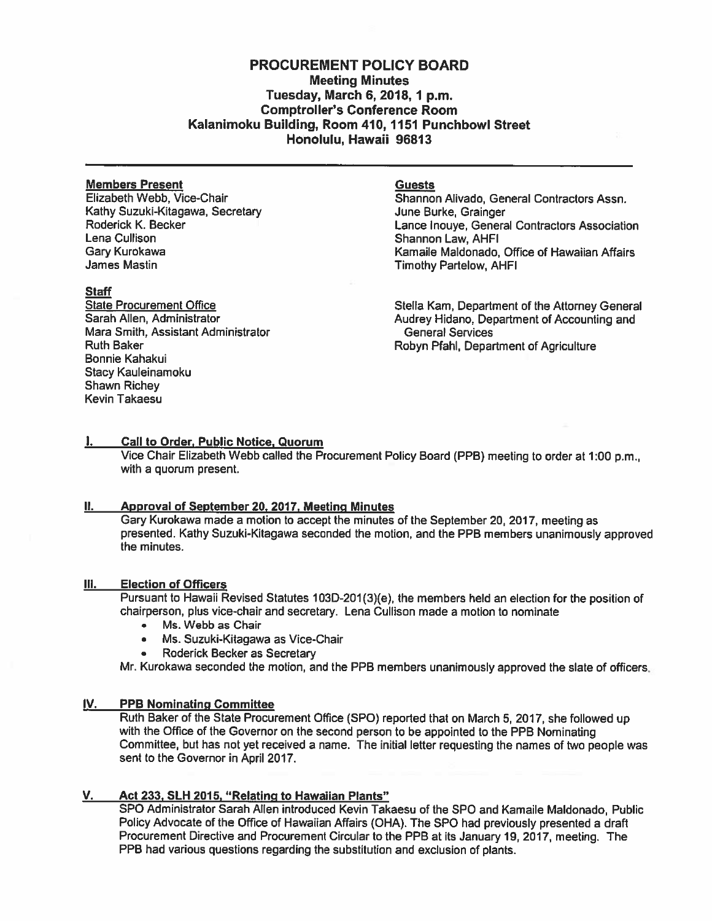# PROCUREMENT POLICY BOARD

## Meeting Minutes
## Tuesday, March 6, 2018, 1 p.m.
## Comptroller's Conference Room
## Kalanimoku Building, Room 410, 1151 Punchbowl Street
## Honolulu, Hawaii 96813

---

**Members Present**
Elizabeth Webb, Vice-Chair
Kathy Suzuki-Kitagawa, Secretary
Roderick K. Becker
Lena Cullison
Gary Kurokawa
James Mastin

**Staff**
State Procurement Office
Sarah Allen, Administrator
Mara Smith, Assistant Administrator
Ruth Baker
Bonnie Kahakui
Stacy Kauleinamoku
Shawn Richey
Kevin Takaesu

**Guests**
Shannon Alivado, General Contractors Assn.
June Burke, Grainger
Lance Inouye, General Contractors Association
Shannon Law, AHFI
Kamaile Maldonado, Office of Hawaiian Affairs
Timothy Partelow, AHFI

Stella Kam, Department of the Attorney General
Audrey Hidano, Department of Accounting and General Services
Robyn Pfahl, Department of Agriculture

## I. Call to Order, Public Notice, Quorum

Vice Chair Elizabeth Webb called the Procurement Policy Board (PPB) meeting to order at 1:00 p.m., with a quorum present.

## II. Approval of September 20, 2017, Meeting Minutes

Gary Kurokawa made a motion to accept the minutes of the September 20, 2017, meeting as presented. Kathy Suzuki-Kitagawa seconded the motion, and the PPB members unanimously approved the minutes.

## III. Election of Officers

Pursuant to Hawaii Revised Statutes 103D-201(3)(e), the members held an election for the position of chairperson, plus vice-chair and secretary. Lena Cullison made a motion to nominate

- Ms. Webb as Chair
- Ms. Suzuki-Kitagawa as Vice-Chair
- Roderick Becker as Secretary

Mr. Kurokawa seconded the motion, and the PPB members unanimously approved the slate of officers.

## IV. PPB Nominating Committee

Ruth Baker of the State Procurement Office (SPO) reported that on March 5, 2017, she followed up with the Office of the Governor on the second person to be appointed to the PPB Nominating Committee, but has not yet received a name. The initial letter requesting the names of two people was sent to the Governor in April 2017.

## V. Act 233, SLH 2015, "Relating to Hawaiian Plants"

SPO Administrator Sarah Allen introduced Kevin Takaesu of the SPO and Kamaile Maldonado, Public Policy Advocate of the Office of Hawaiian Affairs (OHA). The SPO had previously presented a draft Procurement Directive and Procurement Circular to the PPB at its January 19, 2017, meeting. The PPB had various questions regarding the substitution and exclusion of plants.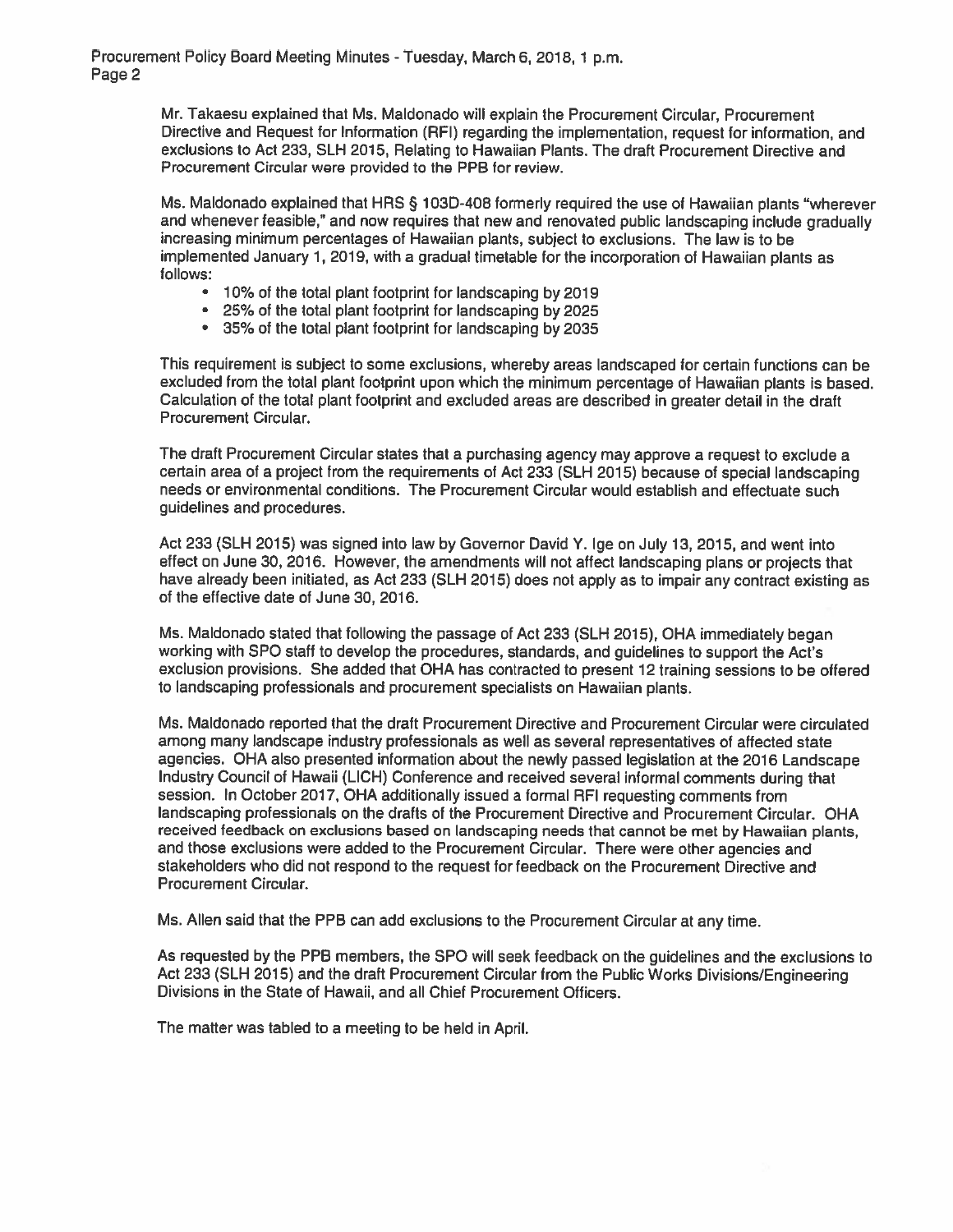Mr. Takaesu explained that Ms. Maldonado will explain the Procurement Circular, Procurement Directive and Request for Information (RFI) regarding the implementation, request for information, and exclusions to Act 233, SLH 2015, Relating to Hawaiian Plants. The draft Procurement Directive and Procurement Circular were provided to the PPB for review.

Ms. Maldonado explained that HRS § 103D-408 formerly required the use of Hawaiian plants "wherever and whenever feasible," and now requires that new and renovated public landscaping include gradually increasing minimum percentages of Hawaiian plants, subject to exclusions. The law is to be implemented January 1, 2019, with a gradual timetable for the incorporation of Hawaiian plants as follows:

- 10% of the total plant footprint for landscaping by 2019
- 25% of the total plant footprint for landscaping by 2025
- 35% of the total plant footprint for landscaping by 2035

This requirement is subject to some exclusions, whereby areas landscaped for certain functions can be excluded from the total plant footprint upon which the minimum percentage of Hawaiian plants is based. Calculation of the total plant footprint and excluded areas are described in greater detail in the draft Procurement Circular.

The draft Procurement Circular states that a purchasing agency may approve a request to exclude a certain area of a project from the requirements of Act 233 (SLH 2015) because of special landscaping needs or environmental conditions. The Procurement Circular would establish and effectuate such guidelines and procedures.

Act 233 (SLH 2015) was signed into law by Governor David Y. Ige on July 13, 2015, and went into effect on June 30, 2016. However, the amendments will not affect landscaping plans or projects that have already been initiated, as Act 233 (SLH 2015) does not apply as to impair any contract existing as of the effective date of June 30, 2016.

Ms. Maldonado stated that following the passage of Act 233 (SLH 2015), OHA immediately began working with SPO staff to develop the procedures, standards, and guidelines to support the Act's exclusion provisions. She added that OHA has contracted to present 12 training sessions to be offered to landscaping professionals and procurement specialists on Hawaiian plants.

Ms. Maldonado reported that the draft Procurement Directive and Procurement Circular were circulated among many landscape industry professionals as well as several representatives of affected state agencies. OHA also presented information about the newly passed legislation at the 2016 Landscape Industry Council of Hawaii (LICH) Conference and received several informal comments during that session. In October 2017, OHA additionally issued a formal RFI requesting comments from landscaping professionals on the drafts of the Procurement Directive and Procurement Circular. OHA received feedback on exclusions based on landscaping needs that cannot be met by Hawaiian plants, and those exclusions were added to the Procurement Circular. There were other agencies and stakeholders who did not respond to the request for feedback on the Procurement Directive and Procurement Circular.

Ms. Allen said that the PPB can add exclusions to the Procurement Circular at any time.

As requested by the PPB members, the SPO will seek feedback on the guidelines and the exclusions to Act 233 (SLH 2015) and the draft Procurement Circular from the Public Works Divisions/Engineering Divisions in the State of Hawaii, and all Chief Procurement Officers.

The matter was tabled to a meeting to be held in April.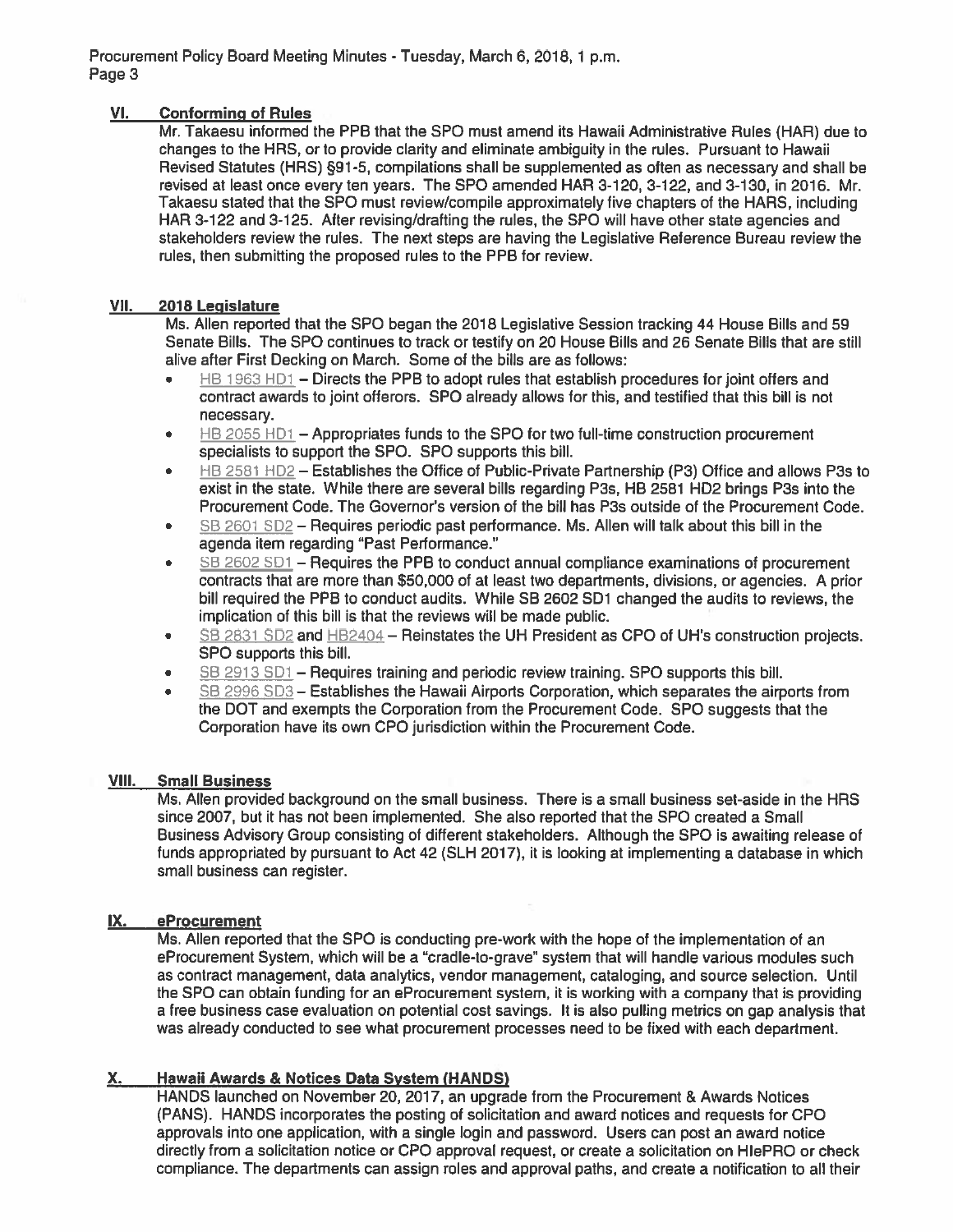## VI. Conforming of Rules

Mr. Takaesu informed the PPB that the SPO must amend its Hawaii Administrative Rules (HAR) due to changes to the HRS, or to provide clarity and eliminate ambiguity in the rules. Pursuant to Hawaii Revised Statutes (HRS) §91-5, compilations shall be supplemented as often as necessary and shall be revised at least once every ten years. The SPO amended HAR 3-120, 3-122, and 3-130, in 2016. Mr. Takaesu stated that the SPO must review/compile approximately five chapters of the HARS, including HAR 3-122 and 3-125. After revising/drafting the rules, the SPO will have other state agencies and stakeholders review the rules. The next steps are having the Legislative Reference Bureau review the rules, then submitting the proposed rules to the PPB for review.

## VII. 2018 Legislature

Ms. Allen reported that the SPO began the 2018 Legislative Session tracking 44 House Bills and 59 Senate Bills. The SPO continues to track or testify on 20 House Bills and 26 Senate Bills that are still alive after First Decking on March. Some of the bills are as follows:

- HB 1963 HD1 – Directs the PPB to adopt rules that establish procedures for joint offers and contract awards to joint offerors. SPO already allows for this, and testified that this bill is not necessary.
- HB 2055 HD1 – Appropriates funds to the SPO for two full-time construction procurement specialists to support the SPO. SPO supports this bill.
- HB 2581 HD2 – Establishes the Office of Public-Private Partnership (P3) Office and allows P3s to exist in the state. While there are several bills regarding P3s, HB 2581 HD2 brings P3s into the Procurement Code. The Governor's version of the bill has P3s outside of the Procurement Code.
- SB 2601 SD2 – Requires periodic past performance. Ms. Allen will talk about this bill in the agenda item regarding "Past Performance."
- SB 2602 SD1 – Requires the PPB to conduct annual compliance examinations of procurement contracts that are more than $50,000 of at least two departments, divisions, or agencies. A prior bill required the PPB to conduct audits. While SB 2602 SD1 changed the audits to reviews, the implication of this bill is that the reviews will be made public.
- SB 2831 SD2 and HB2404 – Reinstates the UH President as CPO of UH's construction projects. SPO supports this bill.
- SB 2913 SD1 – Requires training and periodic review training. SPO supports this bill.
- SB 2996 SD3 – Establishes the Hawaii Airports Corporation, which separates the airports from the DOT and exempts the Corporation from the Procurement Code. SPO suggests that the Corporation have its own CPO jurisdiction within the Procurement Code.

## VIII. Small Business

Ms. Allen provided background on the small business. There is a small business set-aside in the HRS since 2007, but it has not been implemented. She also reported that the SPO created a Small Business Advisory Group consisting of different stakeholders. Although the SPO is awaiting release of funds appropriated by pursuant to Act 42 (SLH 2017), it is looking at implementing a database in which small business can register.

## IX. eProcurement

Ms. Allen reported that the SPO is conducting pre-work with the hope of the implementation of an eProcurement System, which will be a "cradle-to-grave" system that will handle various modules such as contract management, data analytics, vendor management, cataloging, and source selection. Until the SPO can obtain funding for an eProcurement system, it is working with a company that is providing a free business case evaluation on potential cost savings. It is also pulling metrics on gap analysis that was already conducted to see what procurement processes need to be fixed with each department.

## X. Hawaii Awards & Notices Data System (HANDS)

HANDS launched on November 20, 2017, an upgrade from the Procurement & Awards Notices (PANS). HANDS incorporates the posting of solicitation and award notices and requests for CPO approvals into one application, with a single login and password. Users can post an award notice directly from a solicitation notice or CPO approval request, or create a solicitation on HIePRO or check compliance. The departments can assign roles and approval paths, and create a notification to all their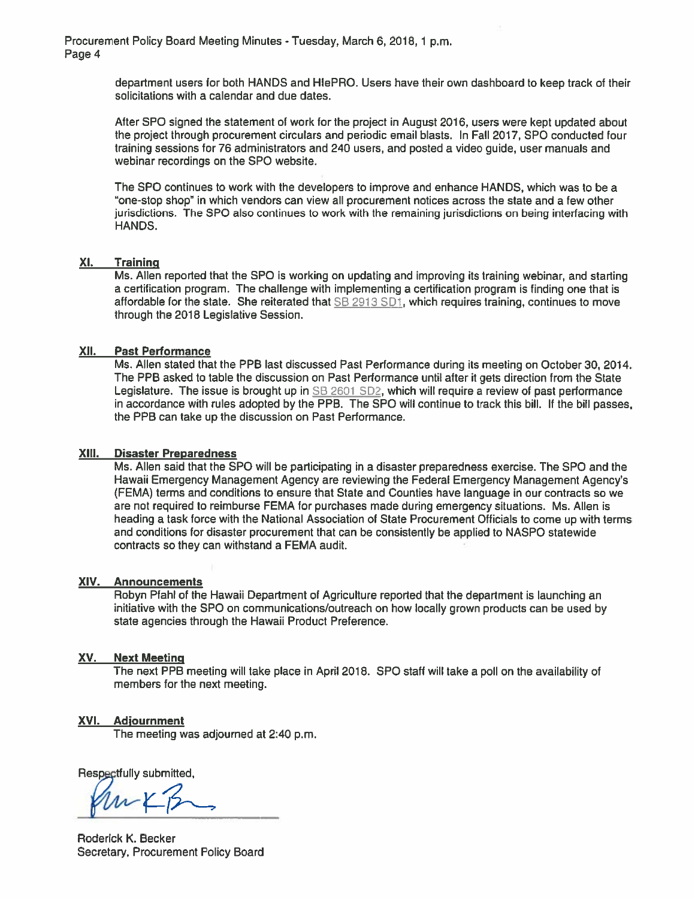department users for both HANDS and HIePRO. Users have their own dashboard to keep track of their solicitations with a calendar and due dates.

After SPO signed the statement of work for the project in August 2016, users were kept updated about the project through procurement circulars and periodic email blasts. In Fall 2017, SPO conducted four training sessions for 76 administrators and 240 users, and posted a video guide, user manuals and webinar recordings on the SPO website.

The SPO continues to work with the developers to improve and enhance HANDS, which was to be a "one-stop shop" in which vendors can view all procurement notices across the state and a few other jurisdictions. The SPO also continues to work with the remaining jurisdictions on being interfacing with HANDS.

## XI. Training

Ms. Allen reported that the SPO is working on updating and improving its training webinar, and starting a certification program. The challenge with implementing a certification program is finding one that is affordable for the state. She reiterated that SB 2913 SD1, which requires training, continues to move through the 2018 Legislative Session.

## XII. Past Performance

Ms. Allen stated that the PPB last discussed Past Performance during its meeting on October 30, 2014. The PPB asked to table the discussion on Past Performance until after it gets direction from the State Legislature. The issue is brought up in SB 2601 SD2, which will require a review of past performance in accordance with rules adopted by the PPB. The SPO will continue to track this bill. If the bill passes, the PPB can take up the discussion on Past Performance.

## XIII. Disaster Preparedness

Ms. Allen said that the SPO will be participating in a disaster preparedness exercise. The SPO and the Hawaii Emergency Management Agency are reviewing the Federal Emergency Management Agency's (FEMA) terms and conditions to ensure that State and Counties have language in our contracts so we are not required to reimburse FEMA for purchases made during emergency situations. Ms. Allen is heading a task force with the National Association of State Procurement Officials to come up with terms and conditions for disaster procurement that can be consistently be applied to NASPO statewide contracts so they can withstand a FEMA audit.

## XIV. Announcements

Robyn Pfahl of the Hawaii Department of Agriculture reported that the department is launching an initiative with the SPO on communications/outreach on how locally grown products can be used by state agencies through the Hawaii Product Preference.

## XV. Next Meeting

The next PPB meeting will take place in April 2018. SPO staff will take a poll on the availability of members for the next meeting.

## XVI. Adjournment

The meeting was adjourned at 2:40 p.m.

Respectfully submitted,

Roderick K. Becker
Secretary, Procurement Policy Board